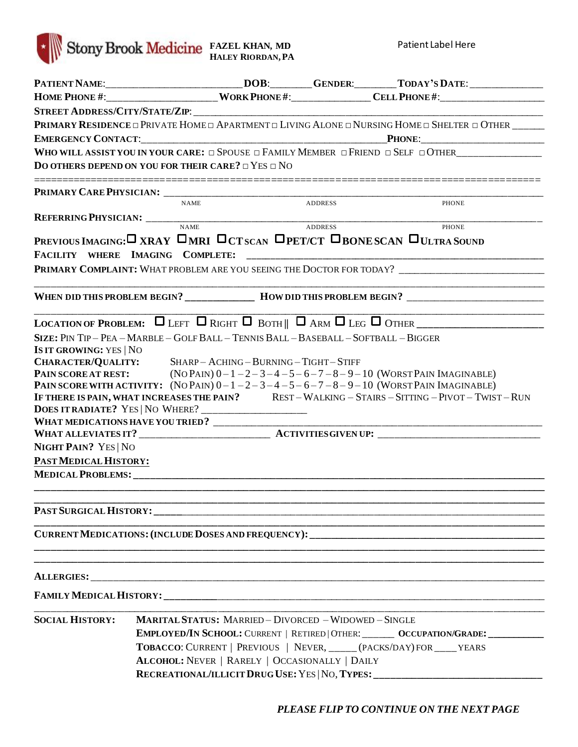Stony Brook Medicine **FAZEL KHAN, MD**
**HALEY RIORDAN, PA**

Patient Label Here

**PATIENT NAME**:____________________________ **DOB**:________ **GENDER**:________ **TODAY'S DATE**: ______________

**HOME PHONE #**:_____________________ **WORK PHONE #**:________________ **CELL PHONE #**:____________________

**STREET ADDRESS/CITY/STATE/ZIP**: ____________________________________________________________________

**PRIMARY RESIDENCE** □ PRIVATE HOME □ APARTMENT □ LIVING ALONE □ NURSING HOME □ SHELTER □ OTHER ______

**EMERGENCY CONTACT**:_____________________________________________________**PHONE**:________________________

**WHO WILL ASSIST YOU IN YOUR CARE:** □ SPOUSE □ FAMILY MEMBER □ FRIEND □ SELF □ OTHER________________

**DO OTHERS DEPEND ON YOU FOR THEIR CARE?** □ YES □ NO

==========================================================================================

**PRIMARY CARE PHYSICIAN:** ________________________________________________________________________
NAME ADDRESS PHONE

**REFERRING PHYSICIAN:** __________________________________________________________________________
NAME ADDRESS PHONE

**PREVIOUS IMAGING:** □ **XRAY** □ **MRI** □ **CT SCAN** □ **PET/CT** □ **BONE SCAN** □ **ULTRA SOUND**

**FACILITY WHERE IMAGING COMPLETE:** ______________________________________________________________

**PRIMARY COMPLAINT:** WHAT PROBLEM ARE YOU SEEING THE DOCTOR FOR TODAY? ____________________________

__________________________________________________________________________________________

**WHEN DID THIS PROBLEM BEGIN?** _____________ **HOW DID THIS PROBLEM BEGIN?** __________________________

__________________________________________________________________________________________

**LOCATION OF PROBLEM:** □ LEFT □ RIGHT □ BOTH || □ ARM □ LEG □ OTHER ______________________

**SIZE:** PIN TIP – PEA – MARBLE – GOLF BALL – TENNIS BALL – BASEBALL – SOFTBALL – BIGGER

**IS IT GROWING:** YES | NO

**CHARACTER/QUALITY:** SHARP – ACHING – BURNING – TIGHT – STIFF

**PAIN SCORE AT REST:** (NO PAIN) 0 – 1 – 2 – 3 – 4 – 5 – 6 – 7 – 8 – 9 – 10 (WORST PAIN IMAGINABLE)

**PAIN SCORE WITH ACTIVITY:** (NO PAIN) 0 – 1 – 2 – 3 – 4 – 5 – 6 – 7 – 8 – 9 – 10 (WORST PAIN IMAGINABLE)

**IF THERE IS PAIN, WHAT INCREASES THE PAIN?** REST – WALKING – STAIRS – SITTING – PIVOT – TWIST – RUN

**DOES IT RADIATE?** YES | NO WHERE? ___________________

**WHAT MEDICATIONS HAVE YOU TRIED?** ___________________________________________________________

**WHAT ALLEVIATES IT?** ________________________ **ACTIVITIES GIVEN UP:** ______________________________

**NIGHT PAIN?** YES | NO

**PAST MEDICAL HISTORY:**

**MEDICAL PROBLEMS:** _____________________________________________________________________

__________________________________________________________________________________________

__________________________________________________________________________________________

**PAST SURGICAL HISTORY:** _________________________________________________________________

__________________________________________________________________________________________

**CURRENT MEDICATIONS: (INCLUDE DOSES AND FREQUENCY):** ___________________________________________

__________________________________________________________________________________________

__________________________________________________________________________________________

**ALLERGIES:** _____________________________________________________________________________

**FAMILY MEDICAL HISTORY:** ________________________________________________________________

__________________________________________________________________________________________

**SOCIAL HISTORY:**

- **MARITAL STATUS:** MARRIED – DIVORCED – WIDOWED – SINGLE
- **EMPLOYED/IN SCHOOL:** CURRENT | RETIRED | OTHER: ______ **OCCUPATION/GRADE:** ___________
- **TOBACCO**: CURRENT | PREVIOUS | NEVER, _____ (PACKS/DAY) FOR ____ YEARS
- **ALCOHOL:** NEVER | RARELY | OCCASIONALLY | DAILY
- **RECREATIONAL/ILLICIT DRUG USE:** YES | NO, **TYPES:** ________________________________

***PLEASE FLIP TO CONTINUE ON THE NEXT PAGE***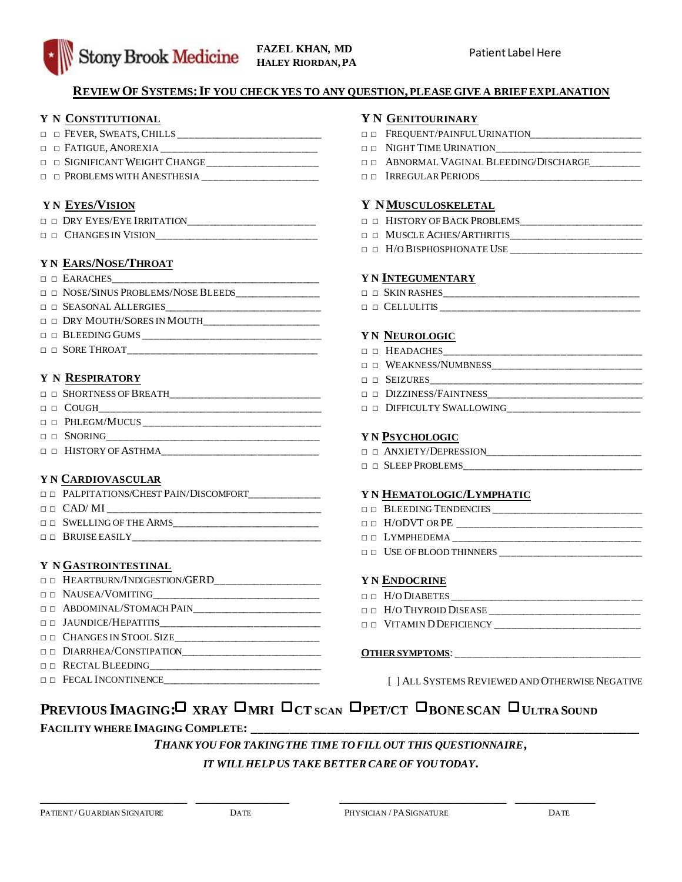Stony Brook Medicine

**FAZEL KHAN, MD**
**HALEY RIORDAN, PA**

Patient Label Here

## REVIEW OF SYSTEMS: IF YOU CHECK YES TO ANY QUESTION, PLEASE GIVE A BRIEF EXPLANATION

**Y N CONSTITUTIONAL**
- □ □ FEVER, SWEATS, CHILLS ______________________
- □ □ FATIGUE, ANOREXIA ______________________
- □ □ SIGNIFICANT WEIGHT CHANGE ______________________
- □ □ PROBLEMS WITH ANESTHESIA ______________________

**Y N EYES/VISION**
- □ □ DRY EYES/EYE IRRITATION______________________
- □ □ CHANGES IN VISION______________________

**Y N EARS/NOSE/THROAT**
- □ □ EARACHES______________________
- □ □ NOSE/SINUS PROBLEMS/NOSE BLEEDS______________________
- □ □ SEASONAL ALLERGIES______________________
- □ □ DRY MOUTH/SORES IN MOUTH______________________
- □ □ BLEEDING GUMS ______________________
- □ □ SORE THROAT______________________

**Y N RESPIRATORY**
- □ □ SHORTNESS OF BREATH______________________
- □ □ COUGH______________________
- □ □ PHLEGM/MUCUS ______________________
- □ □ SNORING______________________
- □ □ HISTORY OF ASTHMA______________________

**Y N CARDIOVASCULAR**
- □ □ PALPITATIONS/CHEST PAIN/DISCOMFORT______________________
- □ □ CAD/ MI ______________________
- □ □ SWELLING OF THE ARMS______________________
- □ □ BRUISE EASILY______________________

**Y N GASTROINTESTINAL**
- □ □ HEARTBURN/INDIGESTION/GERD______________________
- □ □ NAUSEA/VOMITING______________________
- □ □ ABDOMINAL/STOMACH PAIN______________________
- □ □ JAUNDICE/HEPATITIS______________________
- □ □ CHANGES IN STOOL SIZE______________________
- □ □ DIARRHEA/CONSTIPATION______________________
- □ □ RECTAL BLEEDING______________________
- □ □ FECAL INCONTINENCE______________________

**Y N GENITOURINARY**
- □ □ FREQUENT/PAINFUL URINATION______________________
- □ □ NIGHT TIME URINATION______________________
- □ □ ABNORMAL VAGINAL BLEEDING/DISCHARGE______________________
- □ □ IRREGULAR PERIODS______________________

**Y N MUSCULOSKELETAL**
- □ □ HISTORY OF BACK PROBLEMS______________________
- □ □ MUSCLE ACHES/ARTHRITIS______________________
- □ □ H/O BISPHOSPHONATE USE ______________________

**Y N INTEGUMENTARY**
- □ □ SKIN RASHES______________________
- □ □ CELLULITIS ______________________

**Y N NEUROLOGIC**
- □ □ HEADACHES______________________
- □ □ WEAKNESS/NUMBNESS______________________
- □ □ SEIZURES______________________
- □ □ DIZZINESS/FAINTNESS______________________
- □ □ DIFFICULTY SWALLOWING______________________

**Y N PSYCHOLOGIC**
- □ □ ANXIETY/DEPRESSION______________________
- □ □ SLEEP PROBLEMS______________________

**Y N HEMATOLOGIC/LYMPHATIC**
- □ □ BLEEDING TENDENCIES ______________________
- □ □ H/ODVT OR PE ______________________
- □ □ LYMPHEDEMA ______________________
- □ □ USE OF BLOOD THINNERS ______________________

**Y N ENDOCRINE**
- □ □ H/O DIABETES ______________________
- □ □ H/O THYROID DISEASE ______________________
- □ □ VITAMIN D DEFICIENCY ______________________

**OTHER SYMPTOMS**: ______________________

[ ] ALL SYSTEMS REVIEWED AND OTHERWISE NEGATIVE

**PREVIOUS IMAGING:** □ XRAY □ MRI □ CT SCAN □ PET/CT □ BONE SCAN □ ULTRA SOUND

**FACILITY WHERE IMAGING COMPLETE:** ______________________

***THANK YOU FOR TAKING THE TIME TO FILL OUT THIS QUESTIONNAIRE,***

***IT WILL HELP US TAKE BETTER CARE OF YOU TODAY.***

______________________ ______________ ______________________ ______________

PATIENT / GUARDIAN SIGNATURE   DATE   PHYSICIAN / PA SIGNATURE   DATE